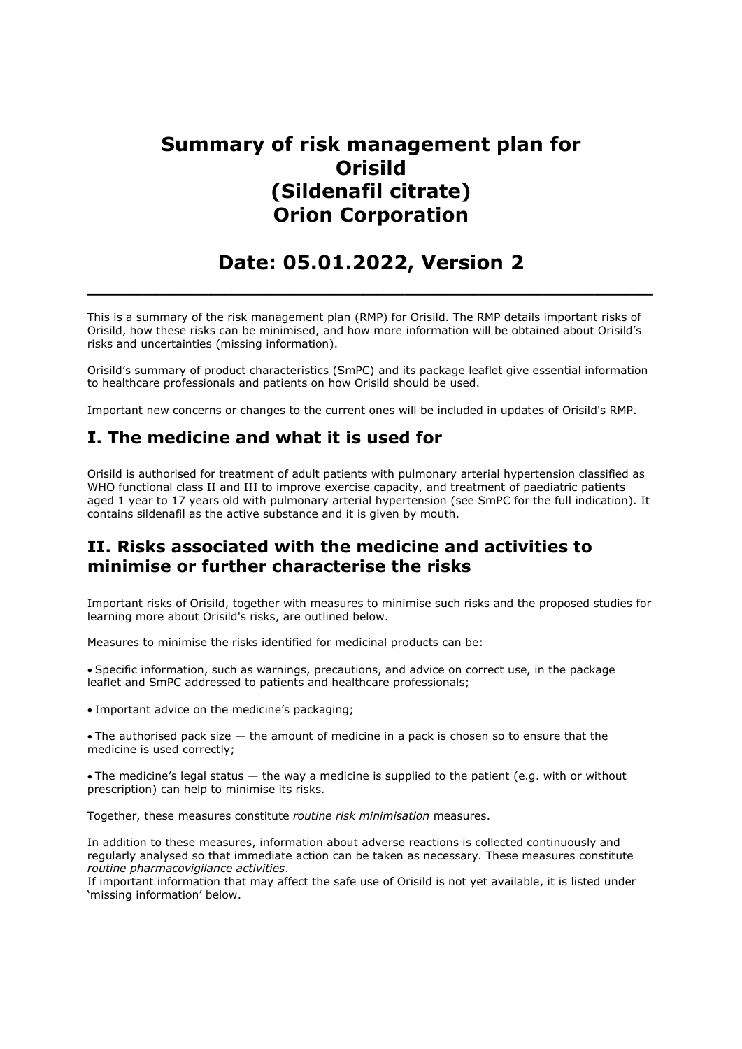# Summary of risk management plan for Orisild (Sildenafil citrate) Orion Corporation

# Date: 05.01.2022, Version 2

---

This is a summary of the risk management plan (RMP) for Orisild. The RMP details important risks of Orisild, how these risks can be minimised, and how more information will be obtained about Orisild's risks and uncertainties (missing information).

Orisild's summary of product characteristics (SmPC) and its package leaflet give essential information to healthcare professionals and patients on how Orisild should be used.

Important new concerns or changes to the current ones will be included in updates of Orisild's RMP.

## I. The medicine and what it is used for

Orisild is authorised for treatment of adult patients with pulmonary arterial hypertension classified as WHO functional class II and III to improve exercise capacity, and treatment of paediatric patients aged 1 year to 17 years old with pulmonary arterial hypertension (see SmPC for the full indication). It contains sildenafil as the active substance and it is given by mouth.

## II. Risks associated with the medicine and activities to minimise or further characterise the risks

Important risks of Orisild, together with measures to minimise such risks and the proposed studies for learning more about Orisild's risks, are outlined below.

Measures to minimise the risks identified for medicinal products can be:

- Specific information, such as warnings, precautions, and advice on correct use, in the package leaflet and SmPC addressed to patients and healthcare professionals;
- Important advice on the medicine's packaging;
- The authorised pack size — the amount of medicine in a pack is chosen so to ensure that the medicine is used correctly;
- The medicine's legal status — the way a medicine is supplied to the patient (e.g. with or without prescription) can help to minimise its risks.

Together, these measures constitute *routine risk minimisation* measures.

In addition to these measures, information about adverse reactions is collected continuously and regularly analysed so that immediate action can be taken as necessary. These measures constitute *routine pharmacovigilance activities*.

If important information that may affect the safe use of Orisild is not yet available, it is listed under 'missing information' below.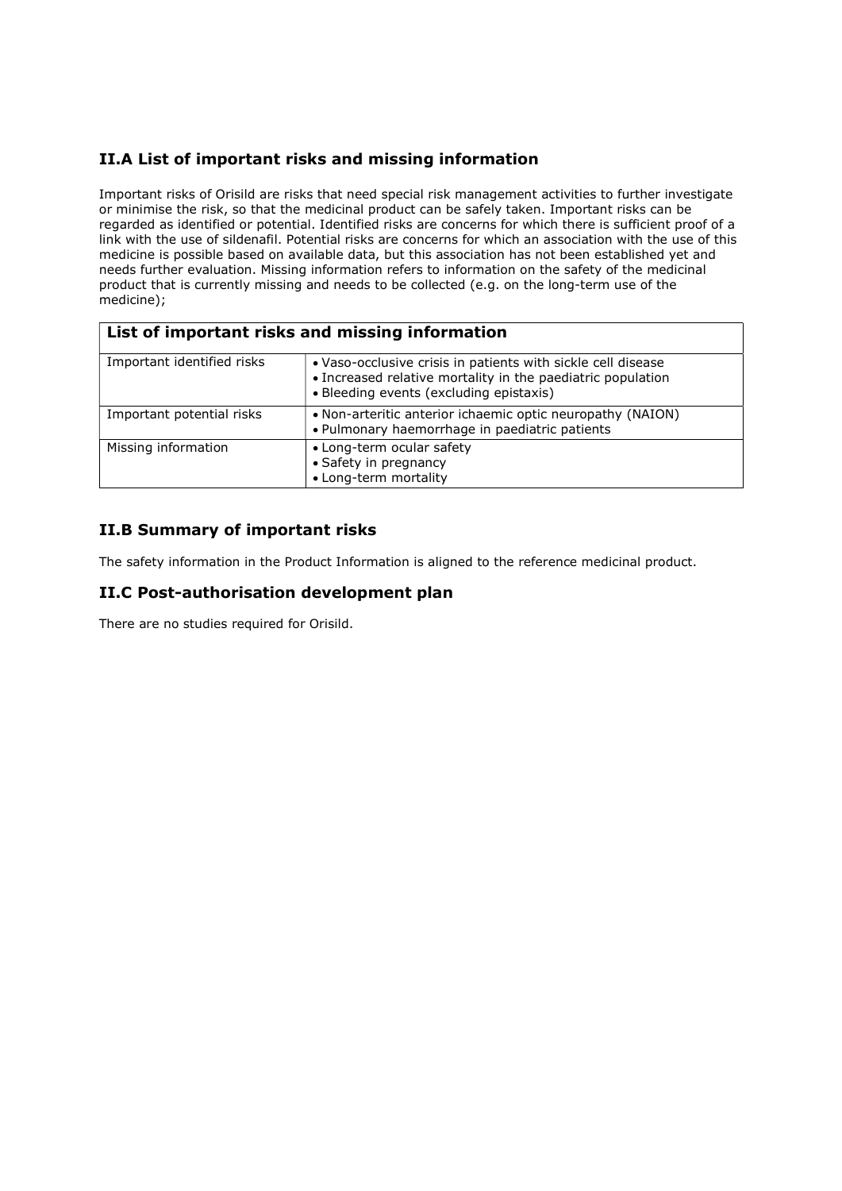## II.A List of important risks and missing information

Important risks of Orisild are risks that need special risk management activities to further investigate or minimise the risk, so that the medicinal product can be safely taken. Important risks can be regarded as identified or potential. Identified risks are concerns for which there is sufficient proof of a link with the use of sildenafil. Potential risks are concerns for which an association with the use of this medicine is possible based on available data, but this association has not been established yet and needs further evaluation. Missing information refers to information on the safety of the medicinal product that is currently missing and needs to be collected (e.g. on the long-term use of the medicine);

| **List of important risks and missing information** | |
|---|---|
| Important identified risks | • Vaso-occlusive crisis in patients with sickle cell disease<br>• Increased relative mortality in the paediatric population<br>• Bleeding events (excluding epistaxis) |
| Important potential risks | • Non-arteritic anterior ichaemic optic neuropathy (NAION)<br>• Pulmonary haemorrhage in paediatric patients |
| Missing information | • Long-term ocular safety<br>• Safety in pregnancy<br>• Long-term mortality |

## II.B Summary of important risks

The safety information in the Product Information is aligned to the reference medicinal product.

## II.C Post-authorisation development plan

There are no studies required for Orisild.